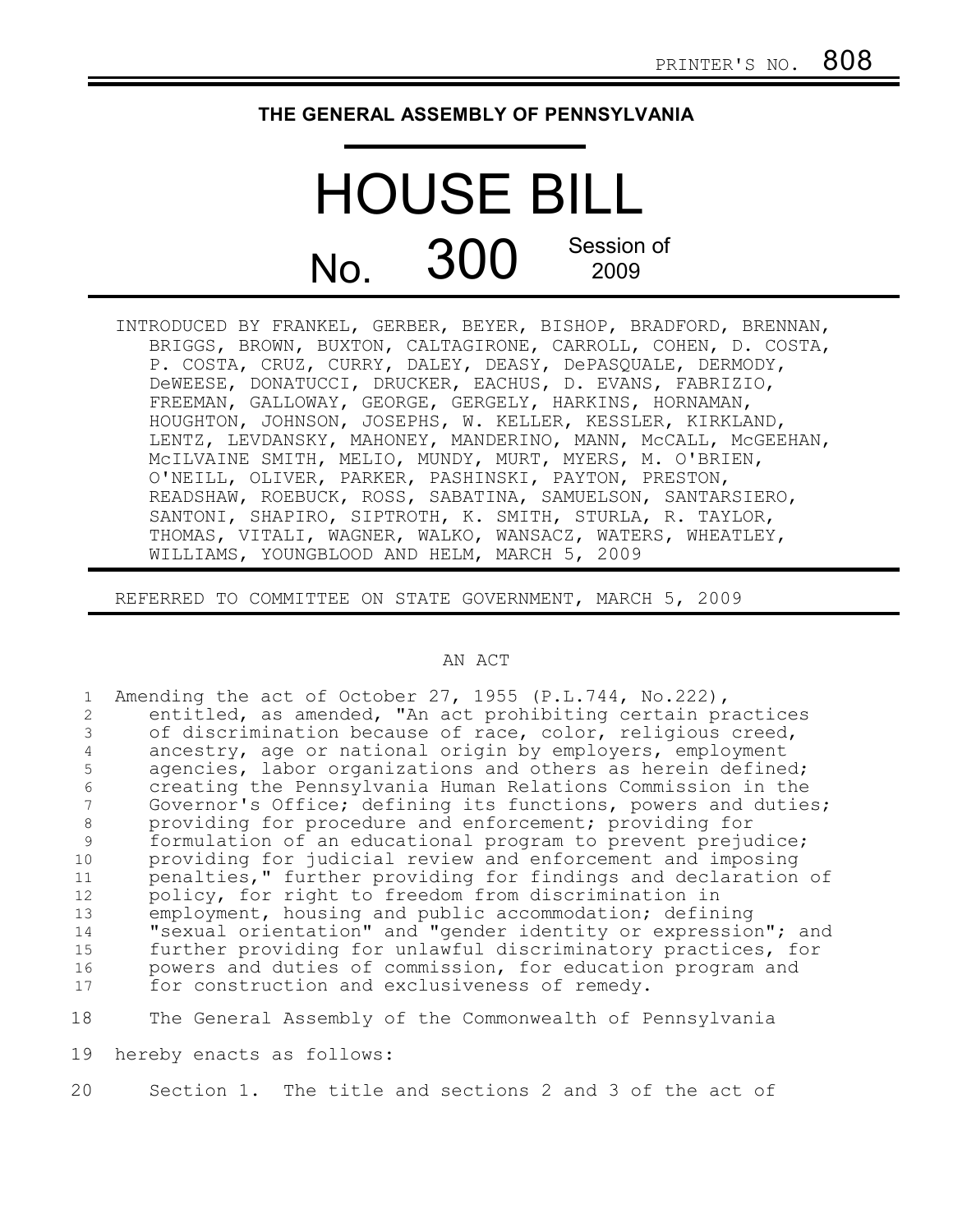PRINTER'S NO. 808

**THE GENERAL ASSEMBLY OF PENNSYLVANIA**

# HOUSE BILL

# No. 300 Session of 2009

INTRODUCED BY FRANKEL, GERBER, BEYER, BISHOP, BRADFORD, BRENNAN, BRIGGS, BROWN, BUXTON, CALTAGIRONE, CARROLL, COHEN, D. COSTA, P. COSTA, CRUZ, CURRY, DALEY, DEASY, DePASQUALE, DERMODY, DeWEESE, DONATUCCI, DRUCKER, EACHUS, D. EVANS, FABRIZIO, FREEMAN, GALLOWAY, GEORGE, GERGELY, HARKINS, HORNAMAN, HOUGHTON, JOHNSON, JOSEPHS, W. KELLER, KESSLER, KIRKLAND, LENTZ, LEVDANSKY, MAHONEY, MANDERINO, MANN, McCALL, McGEEHAN, McILVAINE SMITH, MELIO, MUNDY, MURT, MYERS, M. O'BRIEN, O'NEILL, OLIVER, PARKER, PASHINSKI, PAYTON, PRESTON, READSHAW, ROEBUCK, ROSS, SABATINA, SAMUELSON, SANTARSIERO, SANTONI, SHAPIRO, SIPTROTH, K. SMITH, STURLA, R. TAYLOR, THOMAS, VITALI, WAGNER, WALKO, WANSACZ, WATERS, WHEATLEY, WILLIAMS, YOUNGBLOOD AND HELM, MARCH 5, 2009

REFERRED TO COMMITTEE ON STATE GOVERNMENT, MARCH 5, 2009

AN ACT

1 Amending the act of October 27, 1955 (P.L.744, No.222),
2 entitled, as amended, "An act prohibiting certain practices
3 of discrimination because of race, color, religious creed,
4 ancestry, age or national origin by employers, employment
5 agencies, labor organizations and others as herein defined;
6 creating the Pennsylvania Human Relations Commission in the
7 Governor's Office; defining its functions, powers and duties;
8 providing for procedure and enforcement; providing for
9 formulation of an educational program to prevent prejudice;
10 providing for judicial review and enforcement and imposing
11 penalties," further providing for findings and declaration of
12 policy, for right to freedom from discrimination in
13 employment, housing and public accommodation; defining
14 "sexual orientation" and "gender identity or expression"; and
15 further providing for unlawful discriminatory practices, for
16 powers and duties of commission, for education program and
17 for construction and exclusiveness of remedy.

18 The General Assembly of the Commonwealth of Pennsylvania
19 hereby enacts as follows:

20 Section 1. The title and sections 2 and 3 of the act of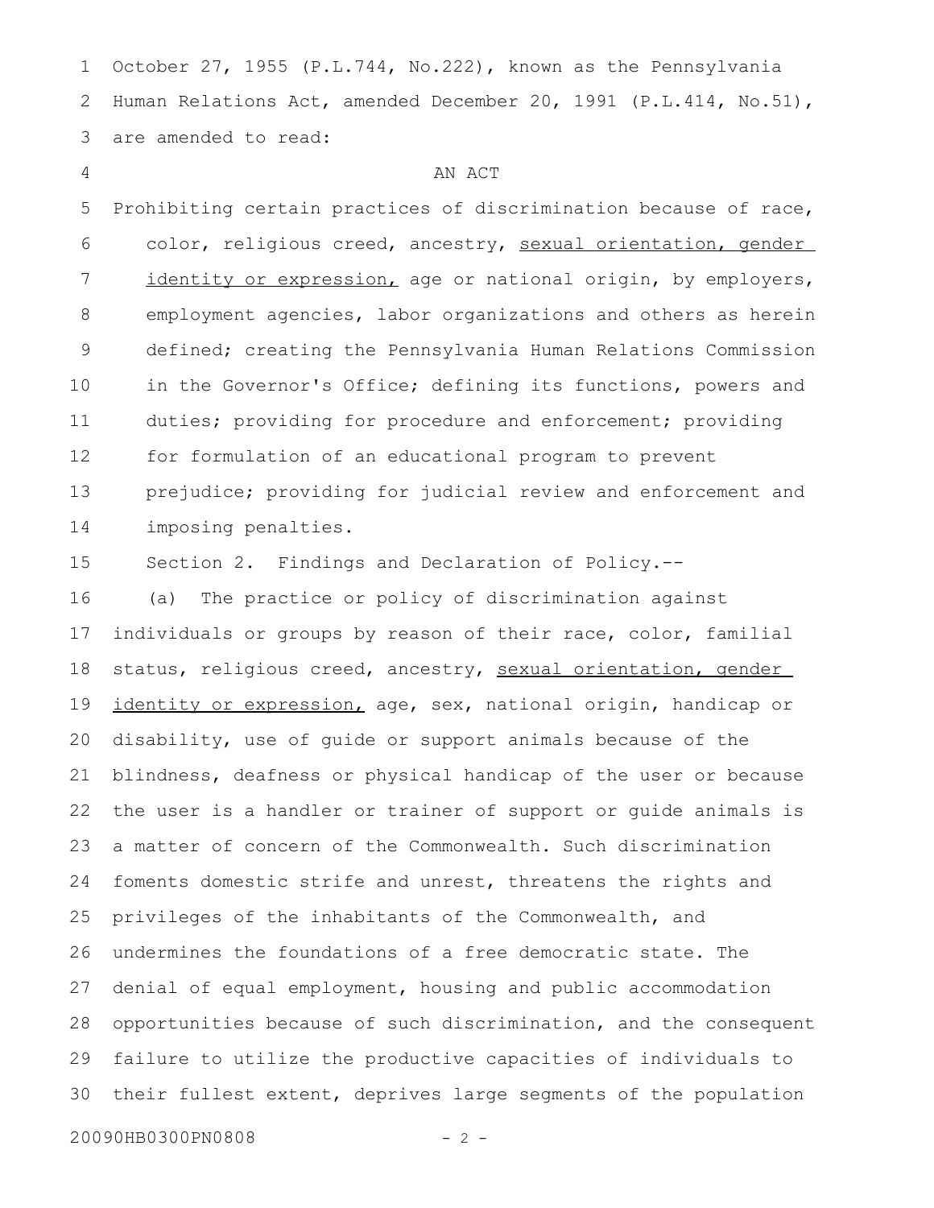October 27, 1955 (P.L.744, No.222), known as the Pennsylvania Human Relations Act, amended December 20, 1991 (P.L.414, No.51), are amended to read:

AN ACT

Prohibiting certain practices of discrimination because of race, color, religious creed, ancestry, <u>sexual orientation, gender identity or expression,</u> age or national origin, by employers, employment agencies, labor organizations and others as herein defined; creating the Pennsylvania Human Relations Commission in the Governor's Office; defining its functions, powers and duties; providing for procedure and enforcement; providing for formulation of an educational program to prevent prejudice; providing for judicial review and enforcement and imposing penalties.

Section 2. Findings and Declaration of Policy.--

(a) The practice or policy of discrimination against individuals or groups by reason of their race, color, familial status, religious creed, ancestry, <u>sexual orientation, gender identity or expression,</u> age, sex, national origin, handicap or disability, use of guide or support animals because of the blindness, deafness or physical handicap of the user or because the user is a handler or trainer of support or guide animals is a matter of concern of the Commonwealth. Such discrimination foments domestic strife and unrest, threatens the rights and privileges of the inhabitants of the Commonwealth, and undermines the foundations of a free democratic state. The denial of equal employment, housing and public accommodation opportunities because of such discrimination, and the consequent failure to utilize the productive capacities of individuals to their fullest extent, deprives large segments of the population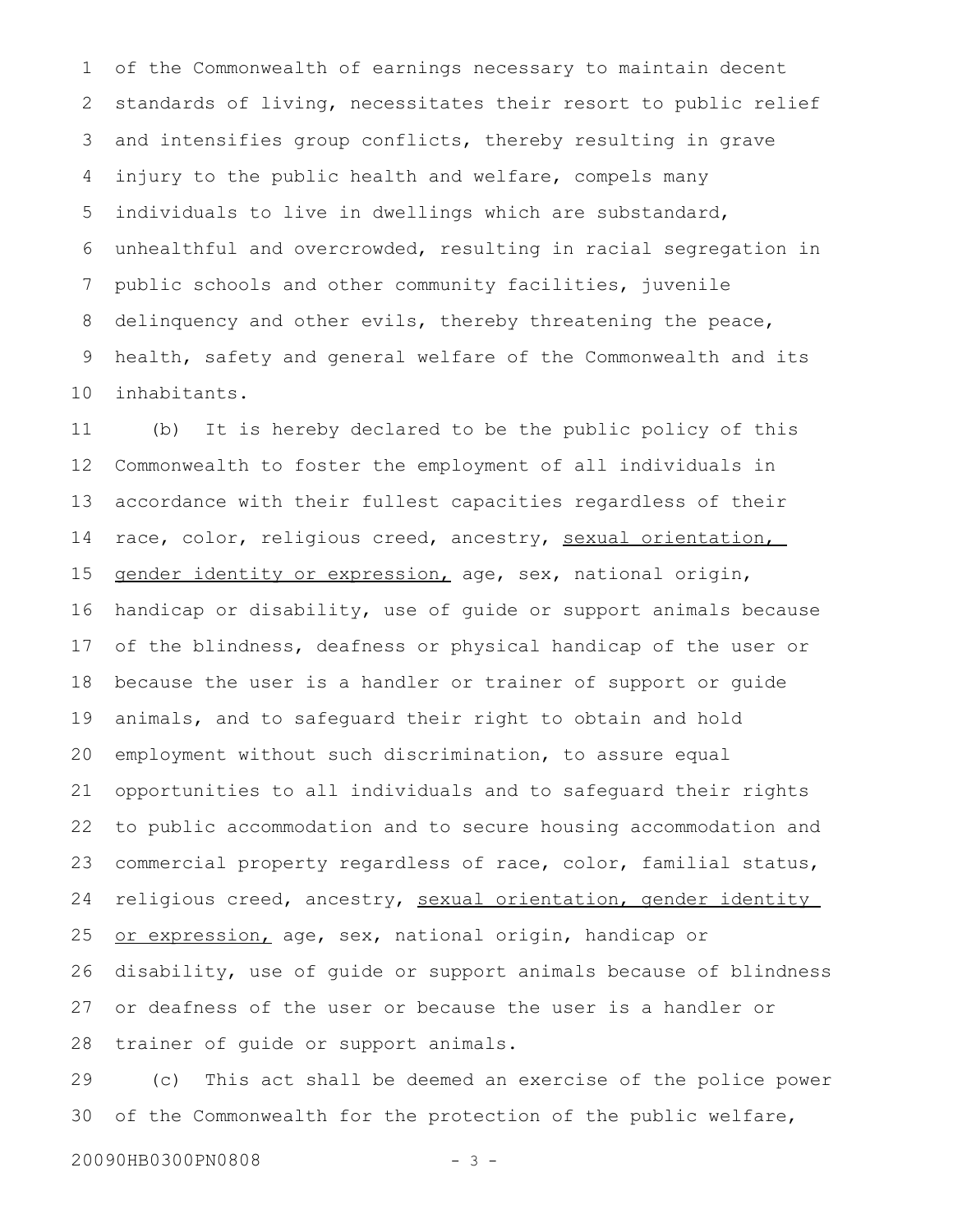of the Commonwealth of earnings necessary to maintain decent standards of living, necessitates their resort to public relief and intensifies group conflicts, thereby resulting in grave injury to the public health and welfare, compels many individuals to live in dwellings which are substandard, unhealthful and overcrowded, resulting in racial segregation in public schools and other community facilities, juvenile delinquency and other evils, thereby threatening the peace, health, safety and general welfare of the Commonwealth and its inhabitants.

(b) It is hereby declared to be the public policy of this Commonwealth to foster the employment of all individuals in accordance with their fullest capacities regardless of their race, color, religious creed, ancestry, <u>sexual orientation, gender identity or expression,</u> age, sex, national origin, handicap or disability, use of guide or support animals because of the blindness, deafness or physical handicap of the user or because the user is a handler or trainer of support or guide animals, and to safeguard their right to obtain and hold employment without such discrimination, to assure equal opportunities to all individuals and to safeguard their rights to public accommodation and to secure housing accommodation and commercial property regardless of race, color, familial status, religious creed, ancestry, <u>sexual orientation, gender identity or expression,</u> age, sex, national origin, handicap or disability, use of guide or support animals because of blindness or deafness of the user or because the user is a handler or trainer of guide or support animals.

(c) This act shall be deemed an exercise of the police power of the Commonwealth for the protection of the public welfare,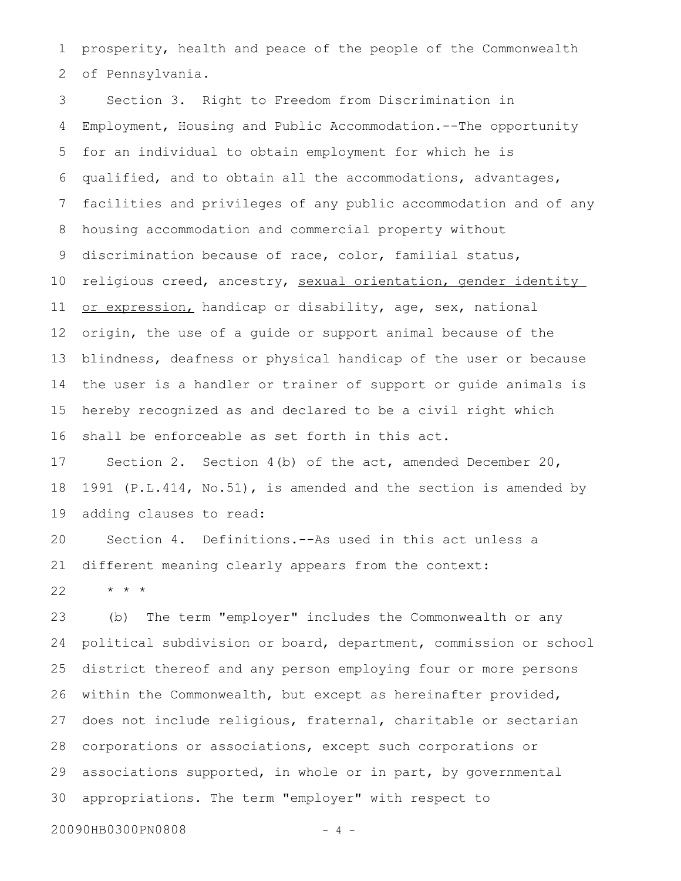prosperity, health and peace of the people of the Commonwealth of Pennsylvania.

Section 3. Right to Freedom from Discrimination in Employment, Housing and Public Accommodation.--The opportunity for an individual to obtain employment for which he is qualified, and to obtain all the accommodations, advantages, facilities and privileges of any public accommodation and of any housing accommodation and commercial property without discrimination because of race, color, familial status, religious creed, ancestry, <u>sexual orientation, gender identity or expression,</u> handicap or disability, age, sex, national origin, the use of a guide or support animal because of the blindness, deafness or physical handicap of the user or because the user is a handler or trainer of support or guide animals is hereby recognized as and declared to be a civil right which shall be enforceable as set forth in this act.

Section 2. Section 4(b) of the act, amended December 20, 1991 (P.L.414, No.51), is amended and the section is amended by adding clauses to read:

Section 4. Definitions.--As used in this act unless a different meaning clearly appears from the context:

* * *

(b) The term "employer" includes the Commonwealth or any political subdivision or board, department, commission or school district thereof and any person employing four or more persons within the Commonwealth, but except as hereinafter provided, does not include religious, fraternal, charitable or sectarian corporations or associations, except such corporations or associations supported, in whole or in part, by governmental appropriations. The term "employer" with respect to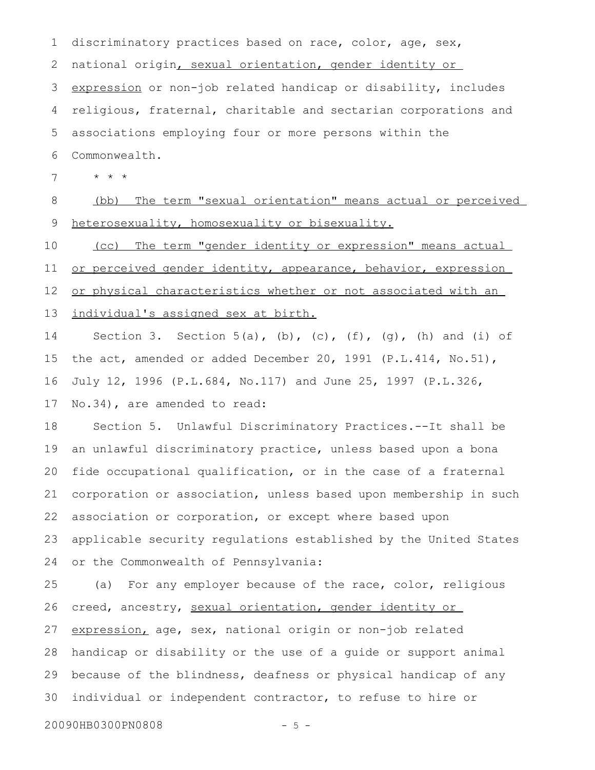discriminatory practices based on race, color, age, sex, national origin, sexual orientation, gender identity or expression or non-job related handicap or disability, includes religious, fraternal, charitable and sectarian corporations and associations employing four or more persons within the Commonwealth.

\* \* \*

(bb) The term "sexual orientation" means actual or perceived heterosexuality, homosexuality or bisexuality.

(cc) The term "gender identity or expression" means actual or perceived gender identity, appearance, behavior, expression or physical characteristics whether or not associated with an individual's assigned sex at birth.

Section 3. Section 5(a), (b), (c), (f), (g), (h) and (i) of the act, amended or added December 20, 1991 (P.L.414, No.51), July 12, 1996 (P.L.684, No.117) and June 25, 1997 (P.L.326, No.34), are amended to read:

Section 5. Unlawful Discriminatory Practices.--It shall be an unlawful discriminatory practice, unless based upon a bona fide occupational qualification, or in the case of a fraternal corporation or association, unless based upon membership in such association or corporation, or except where based upon applicable security regulations established by the United States or the Commonwealth of Pennsylvania:

(a) For any employer because of the race, color, religious creed, ancestry, sexual orientation, gender identity or expression, age, sex, national origin or non-job related handicap or disability or the use of a guide or support animal because of the blindness, deafness or physical handicap of any individual or independent contractor, to refuse to hire or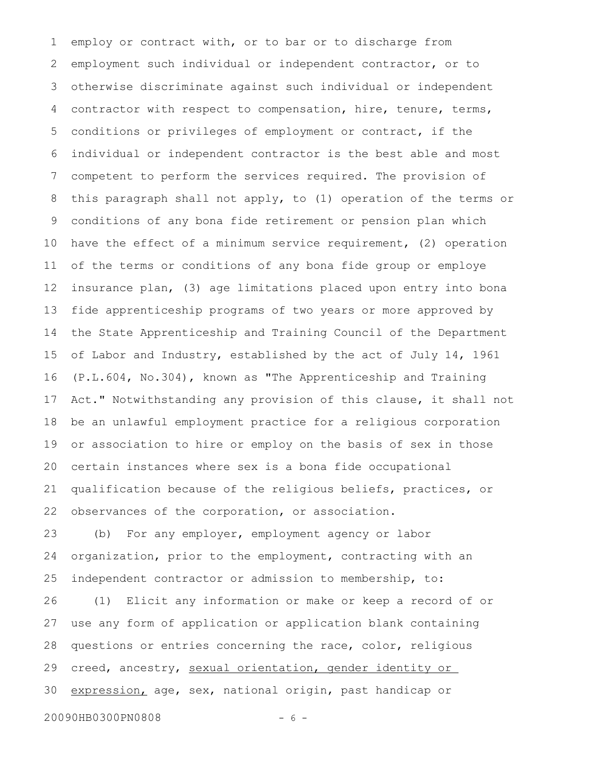employ or contract with, or to bar or to discharge from employment such individual or independent contractor, or to otherwise discriminate against such individual or independent contractor with respect to compensation, hire, tenure, terms, conditions or privileges of employment or contract, if the individual or independent contractor is the best able and most competent to perform the services required. The provision of this paragraph shall not apply, to (1) operation of the terms or conditions of any bona fide retirement or pension plan which have the effect of a minimum service requirement, (2) operation of the terms or conditions of any bona fide group or employe insurance plan, (3) age limitations placed upon entry into bona fide apprenticeship programs of two years or more approved by the State Apprenticeship and Training Council of the Department of Labor and Industry, established by the act of July 14, 1961 (P.L.604, No.304), known as "The Apprenticeship and Training Act." Notwithstanding any provision of this clause, it shall not be an unlawful employment practice for a religious corporation or association to hire or employ on the basis of sex in those certain instances where sex is a bona fide occupational qualification because of the religious beliefs, practices, or observances of the corporation, or association.

(b) For any employer, employment agency or labor organization, prior to the employment, contracting with an independent contractor or admission to membership, to:

(1) Elicit any information or make or keep a record of or use any form of application or application blank containing questions or entries concerning the race, color, religious creed, ancestry, <u>sexual orientation, gender identity or expression,</u> age, sex, national origin, past handicap or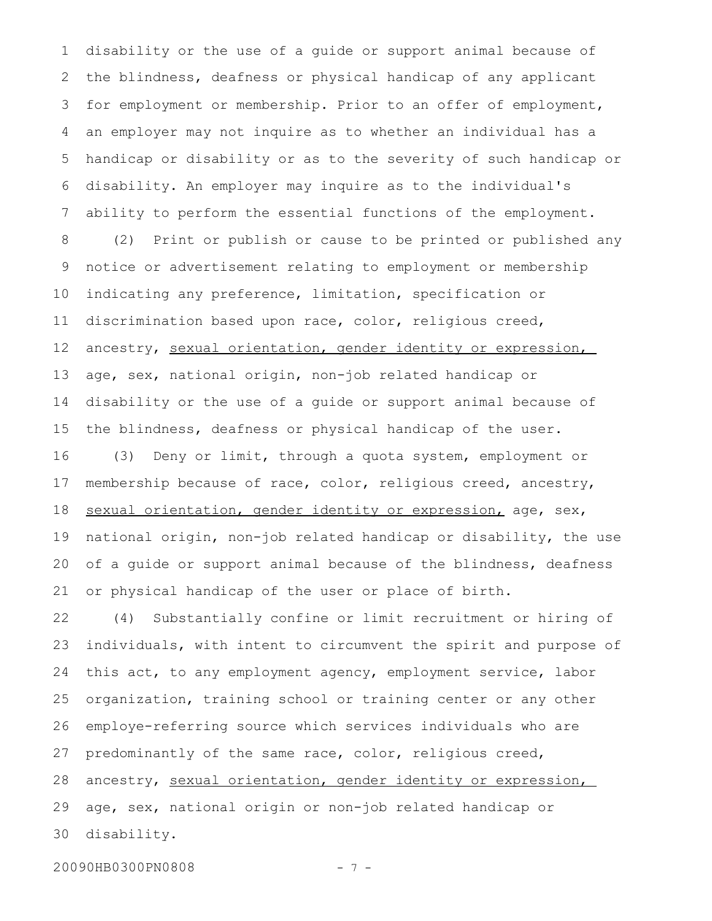disability or the use of a guide or support animal because of the blindness, deafness or physical handicap of any applicant for employment or membership. Prior to an offer of employment, an employer may not inquire as to whether an individual has a handicap or disability or as to the severity of such handicap or disability. An employer may inquire as to the individual's ability to perform the essential functions of the employment.

(2) Print or publish or cause to be printed or published any notice or advertisement relating to employment or membership indicating any preference, limitation, specification or discrimination based upon race, color, religious creed, ancestry, <u>sexual orientation, gender identity or expression,</u> age, sex, national origin, non-job related handicap or disability or the use of a guide or support animal because of the blindness, deafness or physical handicap of the user.

(3) Deny or limit, through a quota system, employment or membership because of race, color, religious creed, ancestry, <u>sexual orientation, gender identity or expression,</u> age, sex, national origin, non-job related handicap or disability, the use of a guide or support animal because of the blindness, deafness or physical handicap of the user or place of birth.

(4) Substantially confine or limit recruitment or hiring of individuals, with intent to circumvent the spirit and purpose of this act, to any employment agency, employment service, labor organization, training school or training center or any other employe-referring source which services individuals who are predominantly of the same race, color, religious creed, ancestry, <u>sexual orientation, gender identity or expression,</u> age, sex, national origin or non-job related handicap or disability.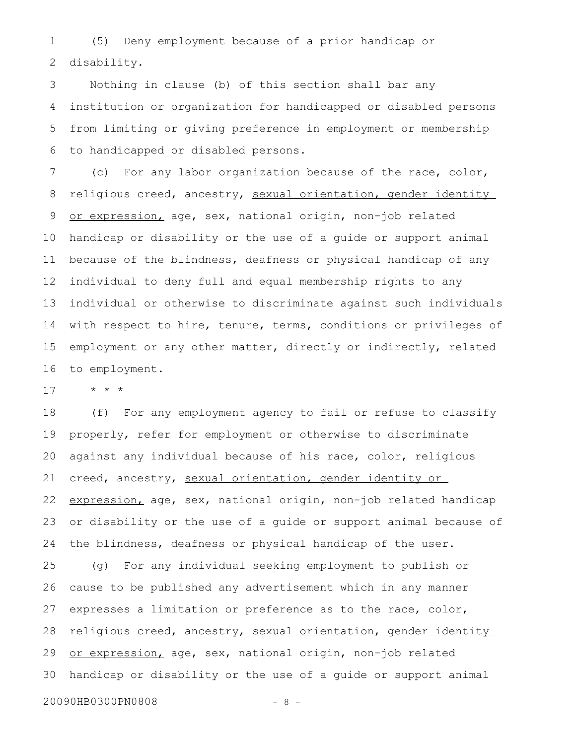(5) Deny employment because of a prior handicap or disability.

Nothing in clause (b) of this section shall bar any institution or organization for handicapped or disabled persons from limiting or giving preference in employment or membership to handicapped or disabled persons.

(c) For any labor organization because of the race, color, religious creed, ancestry, <u>sexual orientation, gender identity or expression,</u> age, sex, national origin, non-job related handicap or disability or the use of a guide or support animal because of the blindness, deafness or physical handicap of any individual to deny full and equal membership rights to any individual or otherwise to discriminate against such individuals with respect to hire, tenure, terms, conditions or privileges of employment or any other matter, directly or indirectly, related to employment.

\* \* \*

(f) For any employment agency to fail or refuse to classify properly, refer for employment or otherwise to discriminate against any individual because of his race, color, religious creed, ancestry, <u>sexual orientation, gender identity or expression,</u> age, sex, national origin, non-job related handicap or disability or the use of a guide or support animal because of the blindness, deafness or physical handicap of the user.

(g) For any individual seeking employment to publish or cause to be published any advertisement which in any manner expresses a limitation or preference as to the race, color, religious creed, ancestry, <u>sexual orientation, gender identity or expression,</u> age, sex, national origin, non-job related handicap or disability or the use of a guide or support animal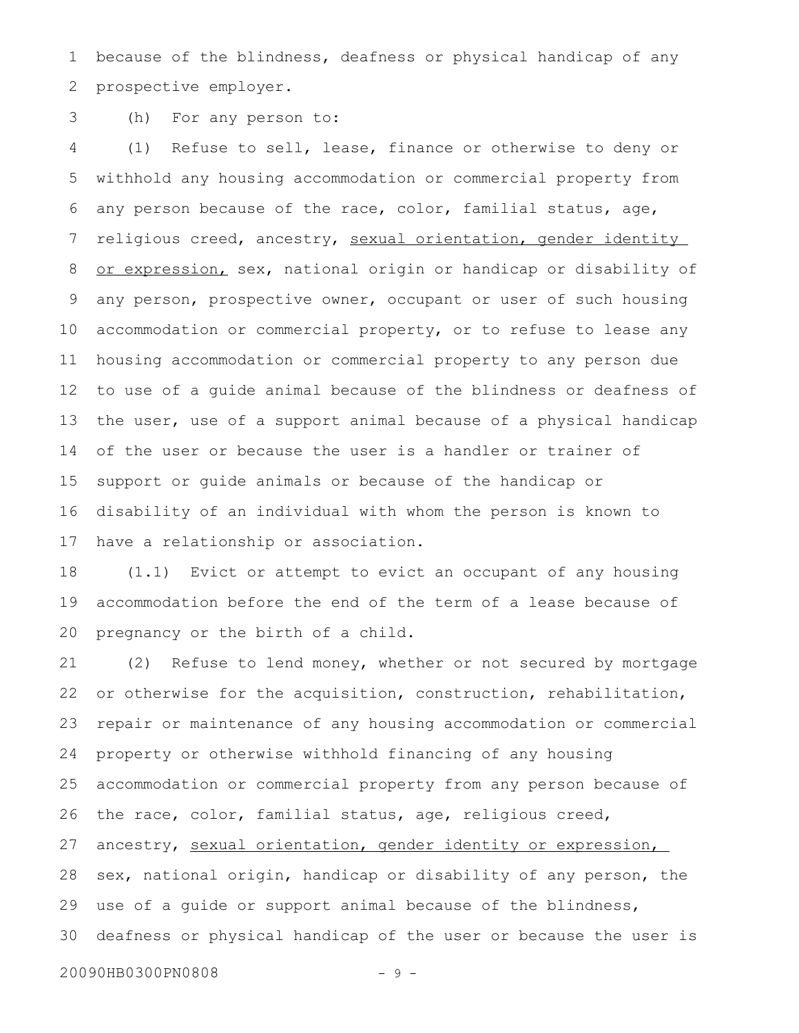because of the blindness, deafness or physical handicap of any prospective employer.

(h) For any person to:

(1) Refuse to sell, lease, finance or otherwise to deny or withhold any housing accommodation or commercial property from any person because of the race, color, familial status, age, religious creed, ancestry, <u>sexual orientation, gender identity or expression,</u> sex, national origin or handicap or disability of any person, prospective owner, occupant or user of such housing accommodation or commercial property, or to refuse to lease any housing accommodation or commercial property to any person due to use of a guide animal because of the blindness or deafness of the user, use of a support animal because of a physical handicap of the user or because the user is a handler or trainer of support or guide animals or because of the handicap or disability of an individual with whom the person is known to have a relationship or association.

(1.1) Evict or attempt to evict an occupant of any housing accommodation before the end of the term of a lease because of pregnancy or the birth of a child.

(2) Refuse to lend money, whether or not secured by mortgage or otherwise for the acquisition, construction, rehabilitation, repair or maintenance of any housing accommodation or commercial property or otherwise withhold financing of any housing accommodation or commercial property from any person because of the race, color, familial status, age, religious creed, ancestry, <u>sexual orientation, gender identity or expression,</u> sex, national origin, handicap or disability of any person, the use of a guide or support animal because of the blindness, deafness or physical handicap of the user or because the user is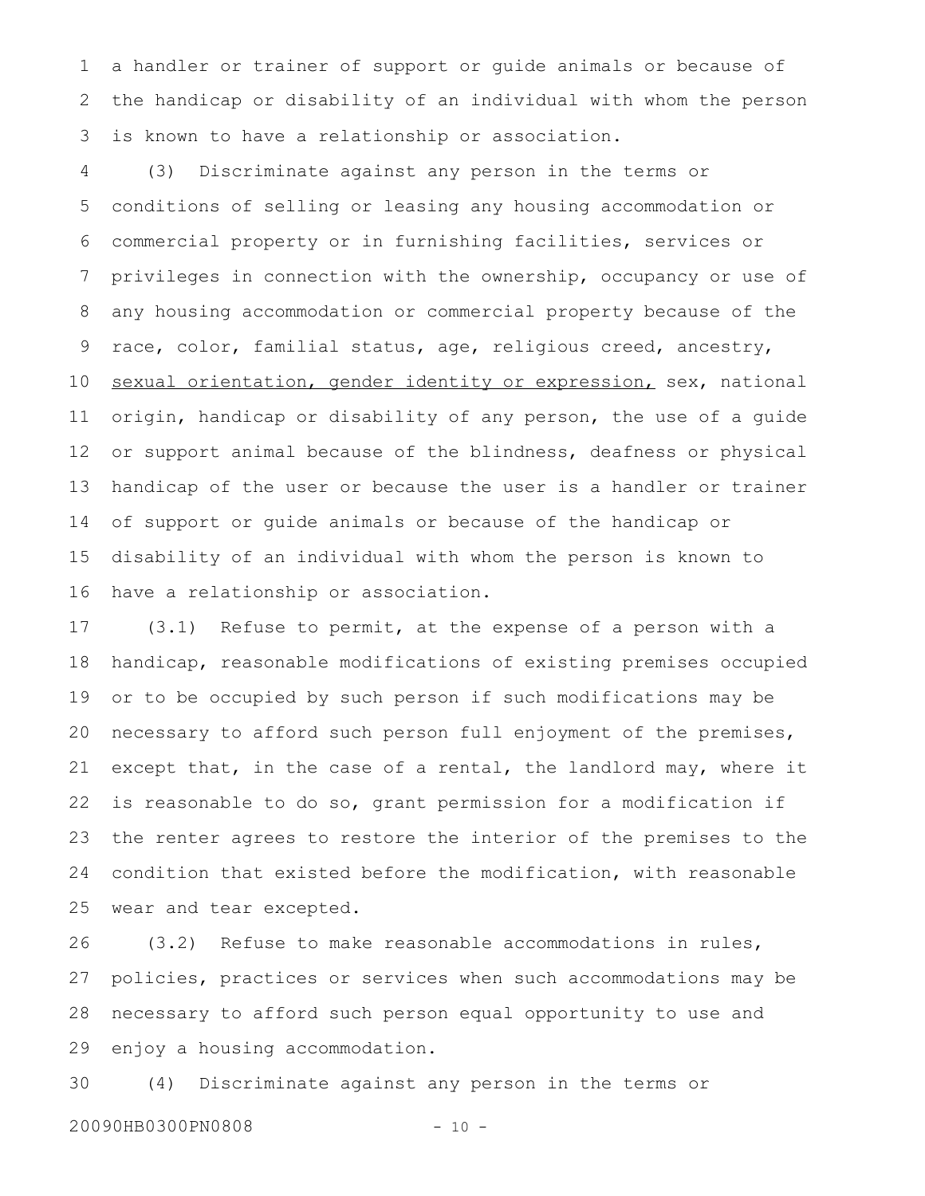a handler or trainer of support or guide animals or because of the handicap or disability of an individual with whom the person is known to have a relationship or association.

(3) Discriminate against any person in the terms or conditions of selling or leasing any housing accommodation or commercial property or in furnishing facilities, services or privileges in connection with the ownership, occupancy or use of any housing accommodation or commercial property because of the race, color, familial status, age, religious creed, ancestry, <u>sexual orientation, gender identity or expression,</u> sex, national origin, handicap or disability of any person, the use of a guide or support animal because of the blindness, deafness or physical handicap of the user or because the user is a handler or trainer of support or guide animals or because of the handicap or disability of an individual with whom the person is known to have a relationship or association.

(3.1) Refuse to permit, at the expense of a person with a handicap, reasonable modifications of existing premises occupied or to be occupied by such person if such modifications may be necessary to afford such person full enjoyment of the premises, except that, in the case of a rental, the landlord may, where it is reasonable to do so, grant permission for a modification if the renter agrees to restore the interior of the premises to the condition that existed before the modification, with reasonable wear and tear excepted.

(3.2) Refuse to make reasonable accommodations in rules, policies, practices or services when such accommodations may be necessary to afford such person equal opportunity to use and enjoy a housing accommodation.

(4) Discriminate against any person in the terms or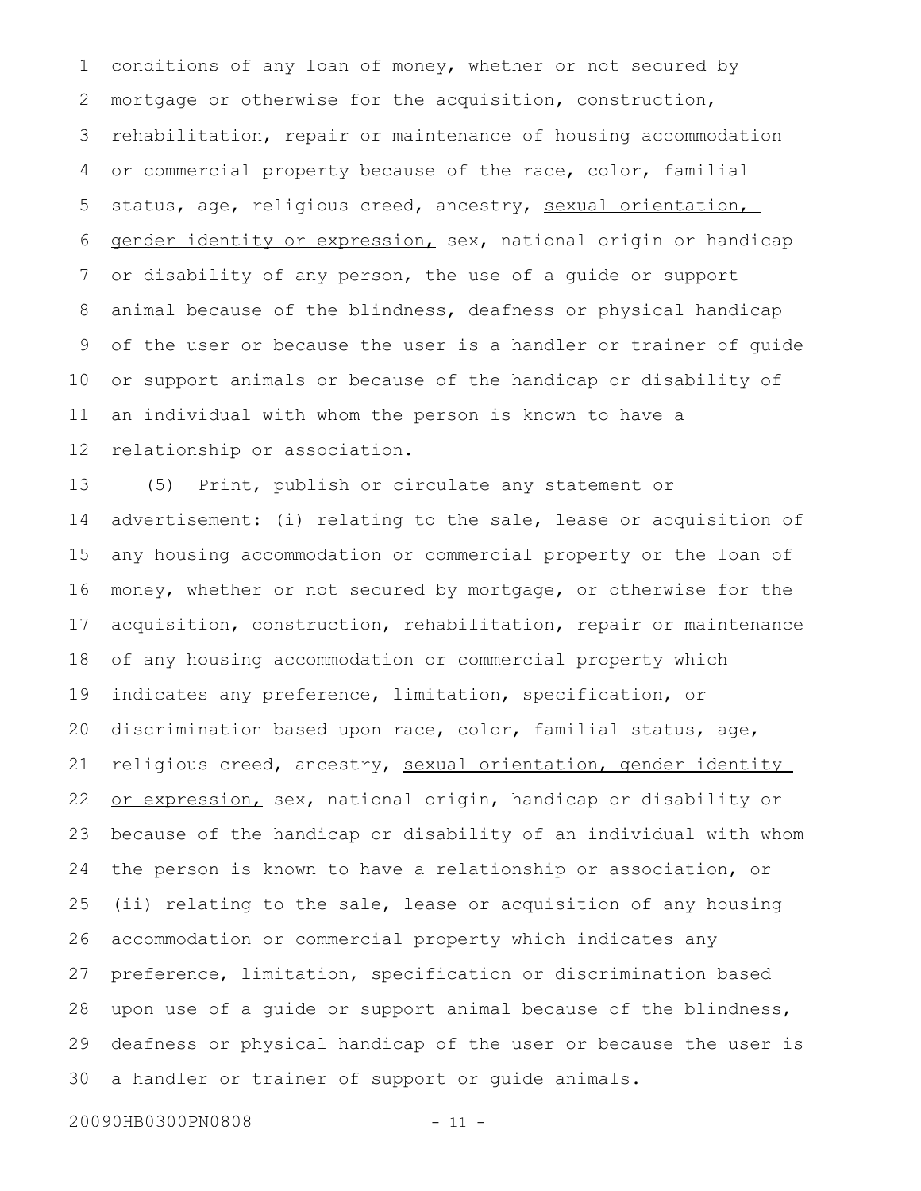conditions of any loan of money, whether or not secured by mortgage or otherwise for the acquisition, construction, rehabilitation, repair or maintenance of housing accommodation or commercial property because of the race, color, familial status, age, religious creed, ancestry, <u>sexual orientation, gender identity or expression,</u> sex, national origin or handicap or disability of any person, the use of a guide or support animal because of the blindness, deafness or physical handicap of the user or because the user is a handler or trainer of guide or support animals or because of the handicap or disability of an individual with whom the person is known to have a relationship or association.

(5) Print, publish or circulate any statement or advertisement: (i) relating to the sale, lease or acquisition of any housing accommodation or commercial property or the loan of money, whether or not secured by mortgage, or otherwise for the acquisition, construction, rehabilitation, repair or maintenance of any housing accommodation or commercial property which indicates any preference, limitation, specification, or discrimination based upon race, color, familial status, age, religious creed, ancestry, <u>sexual orientation, gender identity or expression,</u> sex, national origin, handicap or disability or because of the handicap or disability of an individual with whom the person is known to have a relationship or association, or (ii) relating to the sale, lease or acquisition of any housing accommodation or commercial property which indicates any preference, limitation, specification or discrimination based upon use of a guide or support animal because of the blindness, deafness or physical handicap of the user or because the user is a handler or trainer of support or guide animals.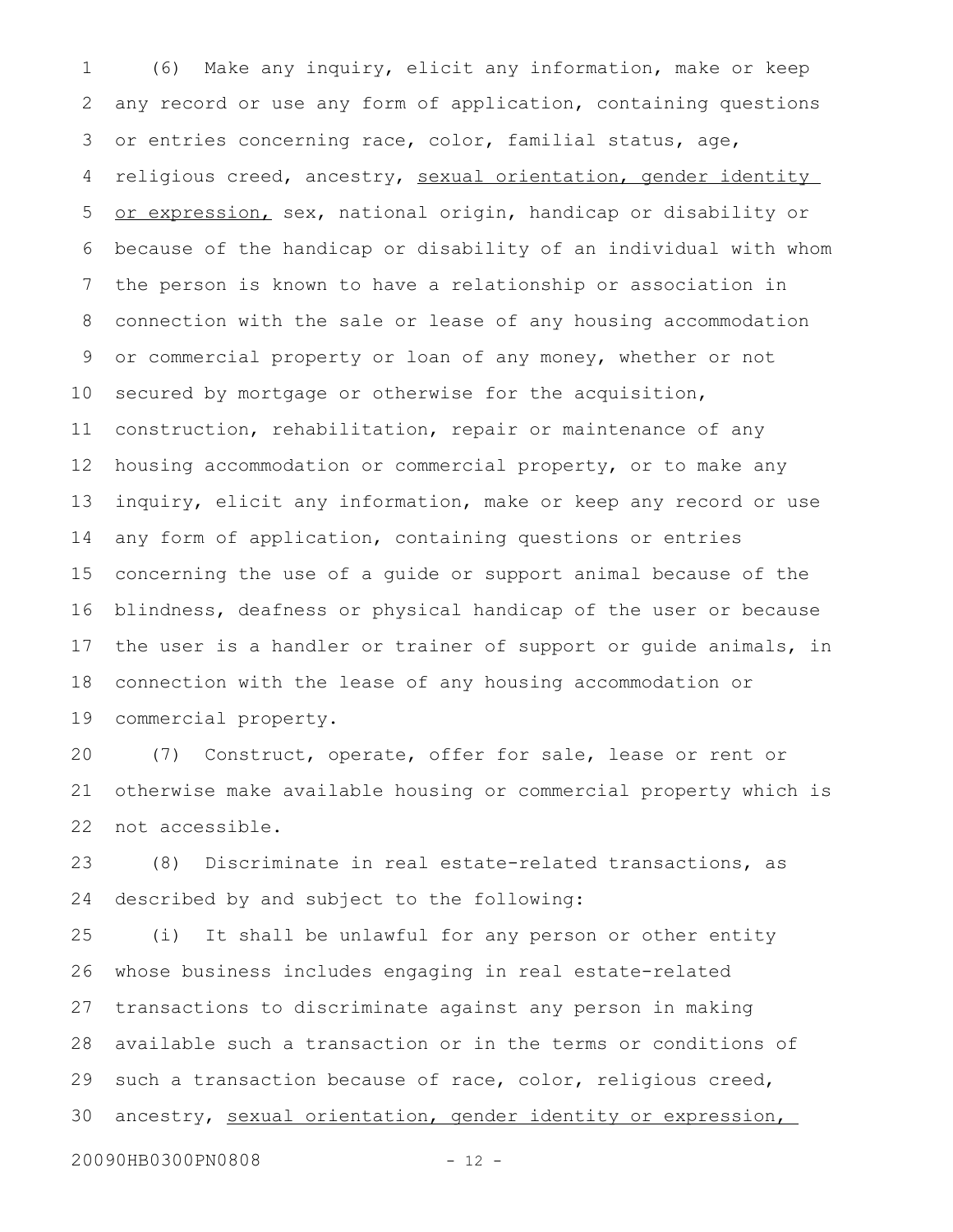(6) Make any inquiry, elicit any information, make or keep any record or use any form of application, containing questions or entries concerning race, color, familial status, age, religious creed, ancestry, <u>sexual orientation, gender identity or expression,</u> sex, national origin, handicap or disability or because of the handicap or disability of an individual with whom the person is known to have a relationship or association in connection with the sale or lease of any housing accommodation or commercial property or loan of any money, whether or not secured by mortgage or otherwise for the acquisition, construction, rehabilitation, repair or maintenance of any housing accommodation or commercial property, or to make any inquiry, elicit any information, make or keep any record or use any form of application, containing questions or entries concerning the use of a guide or support animal because of the blindness, deafness or physical handicap of the user or because the user is a handler or trainer of support or guide animals, in connection with the lease of any housing accommodation or commercial property.

(7) Construct, operate, offer for sale, lease or rent or otherwise make available housing or commercial property which is not accessible.

(8) Discriminate in real estate-related transactions, as described by and subject to the following:

(i) It shall be unlawful for any person or other entity whose business includes engaging in real estate-related transactions to discriminate against any person in making available such a transaction or in the terms or conditions of such a transaction because of race, color, religious creed, ancestry, <u>sexual orientation, gender identity or expression,</u>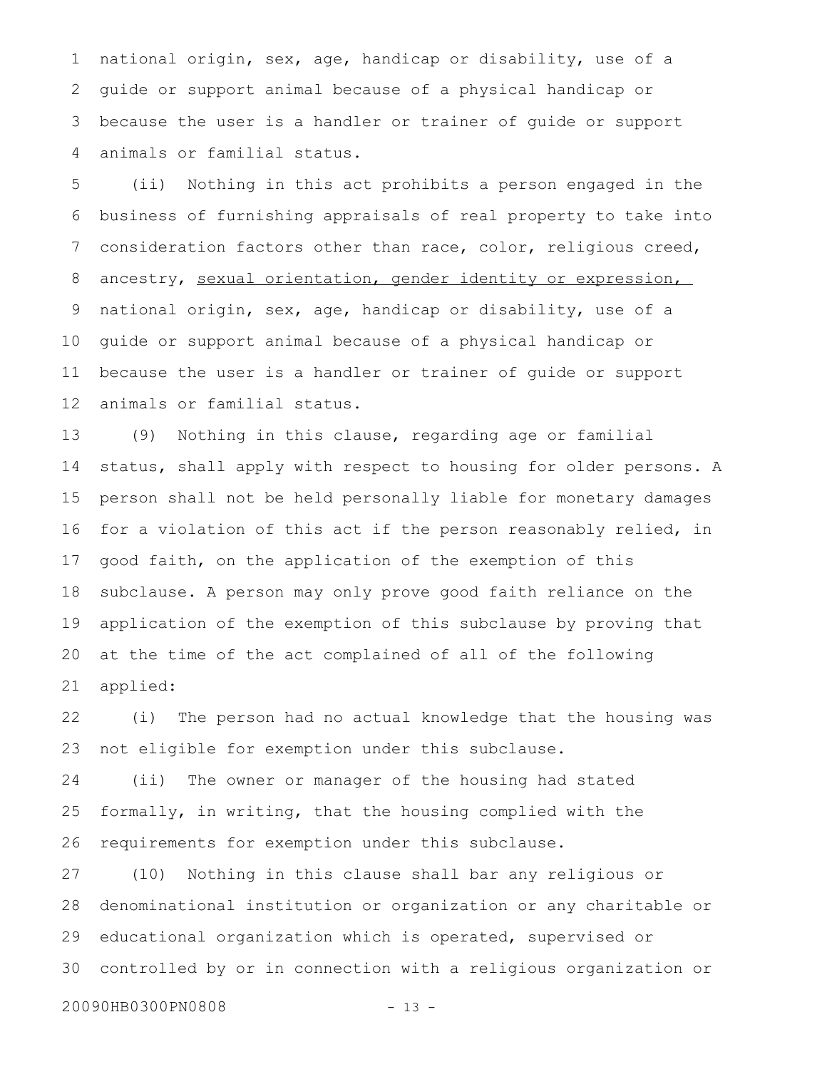national origin, sex, age, handicap or disability, use of a guide or support animal because of a physical handicap or because the user is a handler or trainer of guide or support animals or familial status.

(ii) Nothing in this act prohibits a person engaged in the business of furnishing appraisals of real property to take into consideration factors other than race, color, religious creed, ancestry, <u>sexual orientation, gender identity or expression,</u> national origin, sex, age, handicap or disability, use of a guide or support animal because of a physical handicap or because the user is a handler or trainer of guide or support animals or familial status.

(9) Nothing in this clause, regarding age or familial status, shall apply with respect to housing for older persons. A person shall not be held personally liable for monetary damages for a violation of this act if the person reasonably relied, in good faith, on the application of the exemption of this subclause. A person may only prove good faith reliance on the application of the exemption of this subclause by proving that at the time of the act complained of all of the following applied:

(i) The person had no actual knowledge that the housing was not eligible for exemption under this subclause.

(ii) The owner or manager of the housing had stated formally, in writing, that the housing complied with the requirements for exemption under this subclause.

(10) Nothing in this clause shall bar any religious or denominational institution or organization or any charitable or educational organization which is operated, supervised or controlled by or in connection with a religious organization or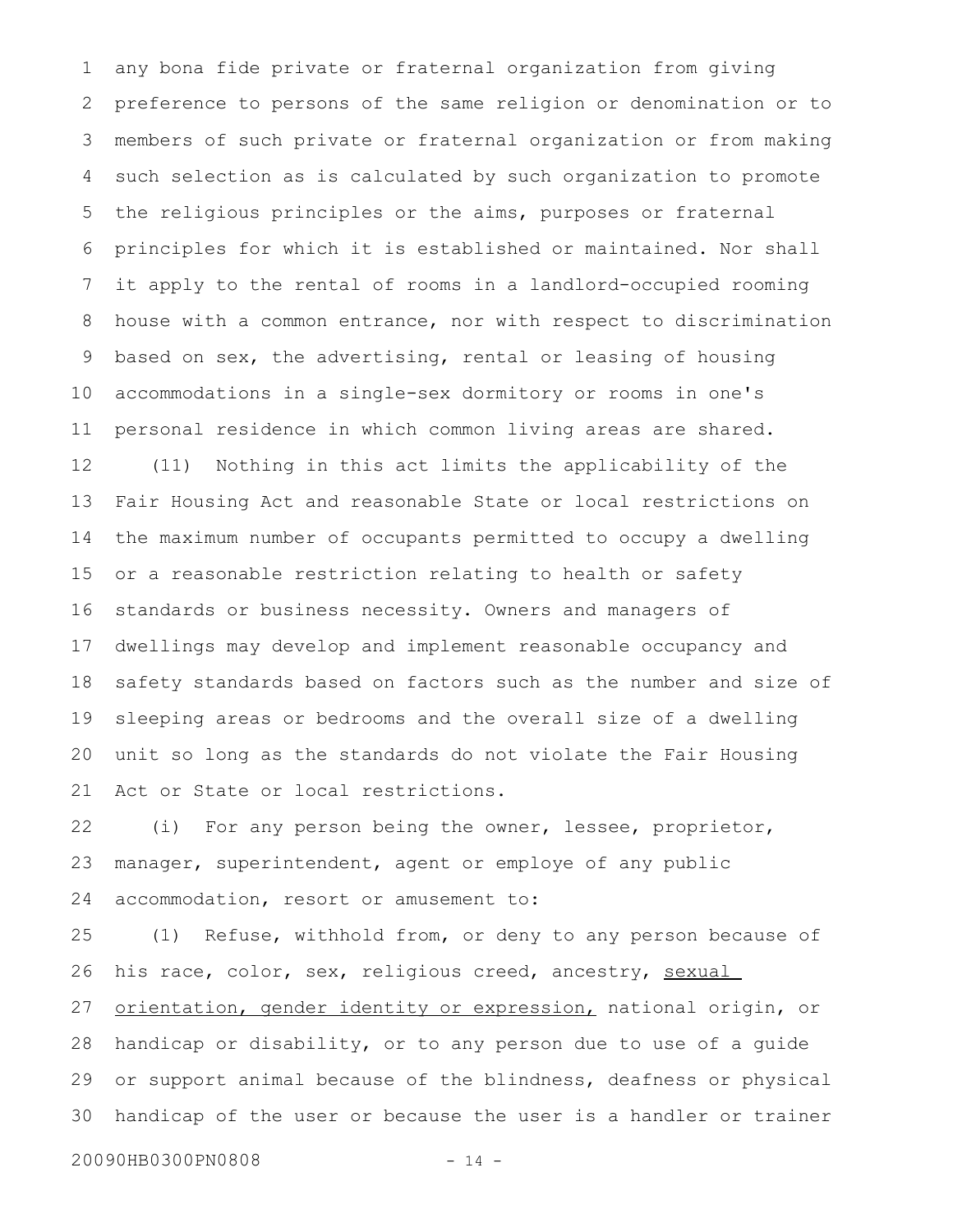any bona fide private or fraternal organization from giving preference to persons of the same religion or denomination or to members of such private or fraternal organization or from making such selection as is calculated by such organization to promote the religious principles or the aims, purposes or fraternal principles for which it is established or maintained. Nor shall it apply to the rental of rooms in a landlord-occupied rooming house with a common entrance, nor with respect to discrimination based on sex, the advertising, rental or leasing of housing accommodations in a single-sex dormitory or rooms in one's personal residence in which common living areas are shared.

(11) Nothing in this act limits the applicability of the Fair Housing Act and reasonable State or local restrictions on the maximum number of occupants permitted to occupy a dwelling or a reasonable restriction relating to health or safety standards or business necessity. Owners and managers of dwellings may develop and implement reasonable occupancy and safety standards based on factors such as the number and size of sleeping areas or bedrooms and the overall size of a dwelling unit so long as the standards do not violate the Fair Housing Act or State or local restrictions.

(i) For any person being the owner, lessee, proprietor, manager, superintendent, agent or employe of any public accommodation, resort or amusement to:

(1) Refuse, withhold from, or deny to any person because of his race, color, sex, religious creed, ancestry, <u>sexual orientation, gender identity or expression,</u> national origin, or handicap or disability, or to any person due to use of a guide or support animal because of the blindness, deafness or physical handicap of the user or because the user is a handler or trainer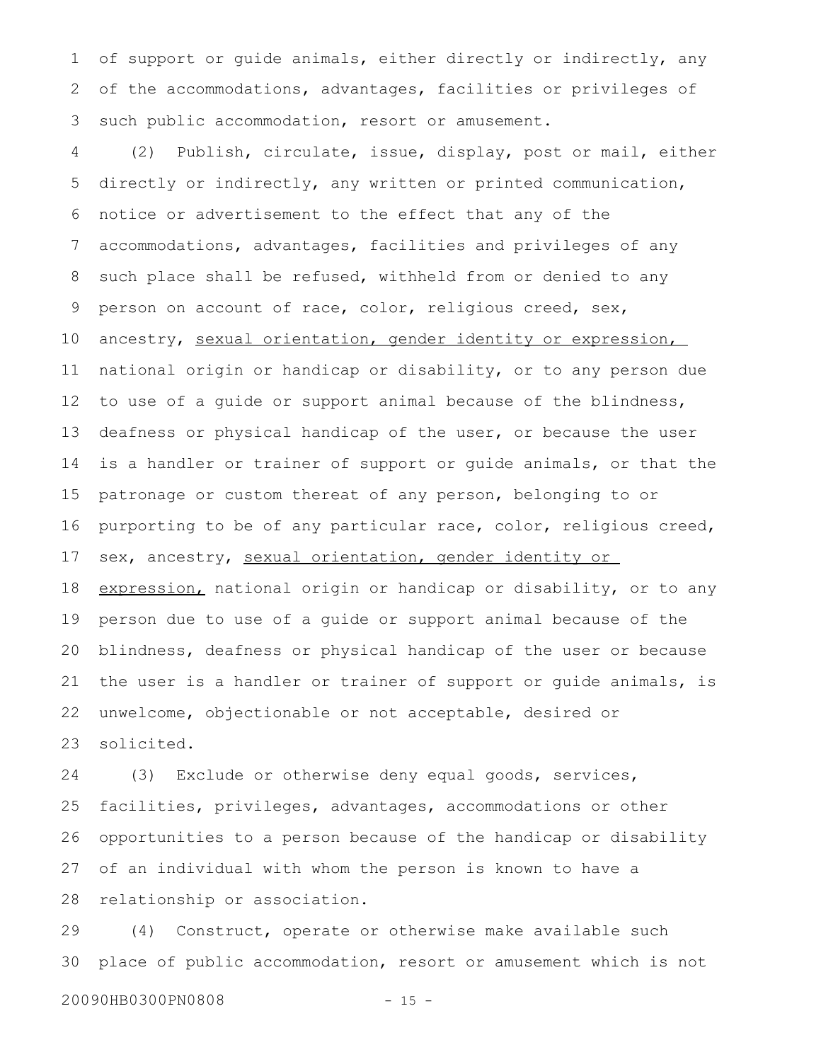of support or guide animals, either directly or indirectly, any of the accommodations, advantages, facilities or privileges of such public accommodation, resort or amusement.

(2) Publish, circulate, issue, display, post or mail, either directly or indirectly, any written or printed communication, notice or advertisement to the effect that any of the accommodations, advantages, facilities and privileges of any such place shall be refused, withheld from or denied to any person on account of race, color, religious creed, sex, ancestry, <u>sexual orientation, gender identity or expression,</u> national origin or handicap or disability, or to any person due to use of a guide or support animal because of the blindness, deafness or physical handicap of the user, or because the user is a handler or trainer of support or guide animals, or that the patronage or custom thereat of any person, belonging to or purporting to be of any particular race, color, religious creed, sex, ancestry, <u>sexual orientation, gender identity or expression,</u> national origin or handicap or disability, or to any person due to use of a guide or support animal because of the blindness, deafness or physical handicap of the user or because the user is a handler or trainer of support or guide animals, is unwelcome, objectionable or not acceptable, desired or solicited.

(3) Exclude or otherwise deny equal goods, services, facilities, privileges, advantages, accommodations or other opportunities to a person because of the handicap or disability of an individual with whom the person is known to have a relationship or association.

(4) Construct, operate or otherwise make available such place of public accommodation, resort or amusement which is not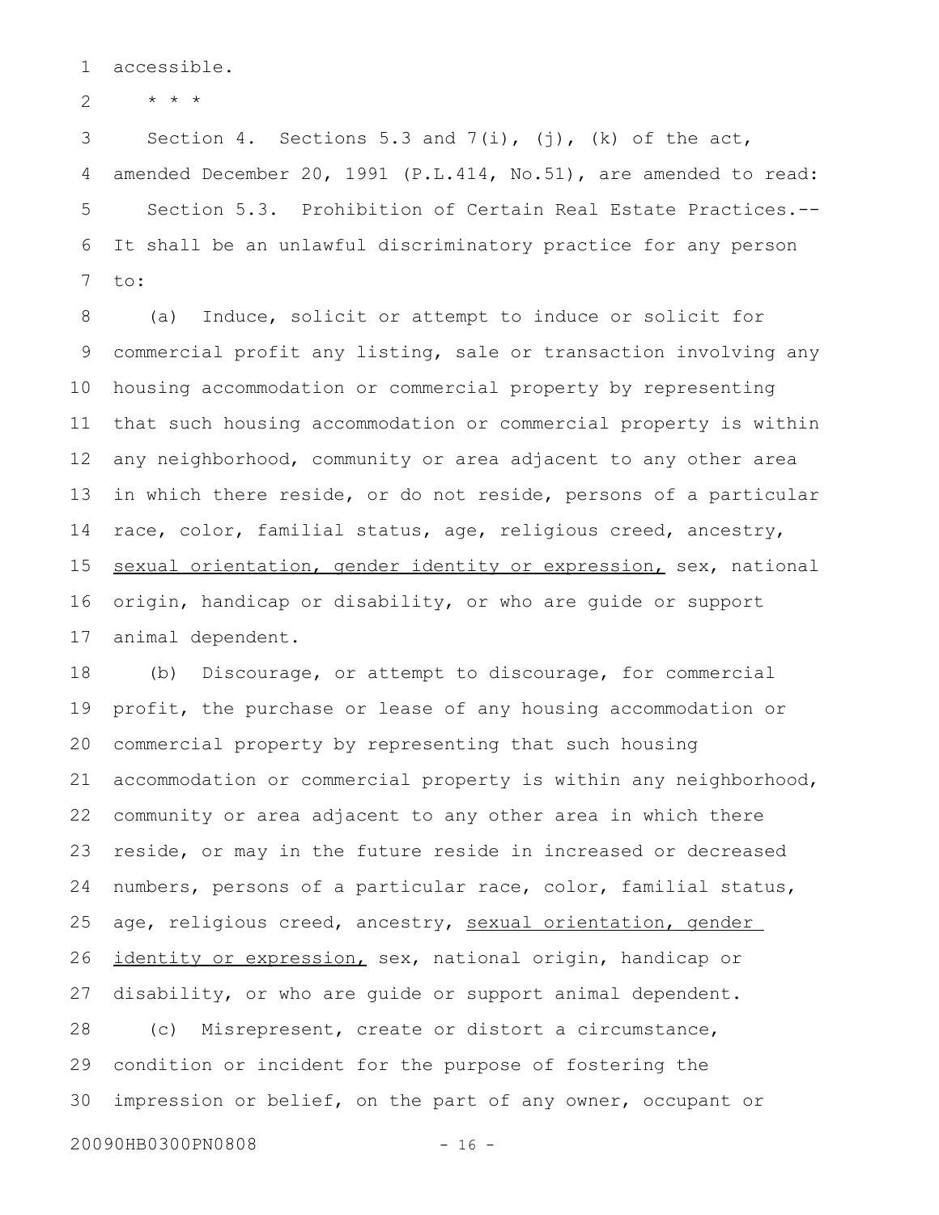accessible.

* * *

Section 4. Sections 5.3 and 7(i), (j), (k) of the act, amended December 20, 1991 (P.L.414, No.51), are amended to read:

Section 5.3. Prohibition of Certain Real Estate Practices.--It shall be an unlawful discriminatory practice for any person to:

(a) Induce, solicit or attempt to induce or solicit for commercial profit any listing, sale or transaction involving any housing accommodation or commercial property by representing that such housing accommodation or commercial property is within any neighborhood, community or area adjacent to any other area in which there reside, or do not reside, persons of a particular race, color, familial status, age, religious creed, ancestry, <u>sexual orientation, gender identity or expression,</u> sex, national origin, handicap or disability, or who are guide or support animal dependent.

(b) Discourage, or attempt to discourage, for commercial profit, the purchase or lease of any housing accommodation or commercial property by representing that such housing accommodation or commercial property is within any neighborhood, community or area adjacent to any other area in which there reside, or may in the future reside in increased or decreased numbers, persons of a particular race, color, familial status, age, religious creed, ancestry, <u>sexual orientation, gender identity or expression,</u> sex, national origin, handicap or disability, or who are guide or support animal dependent.

(c) Misrepresent, create or distort a circumstance, condition or incident for the purpose of fostering the impression or belief, on the part of any owner, occupant or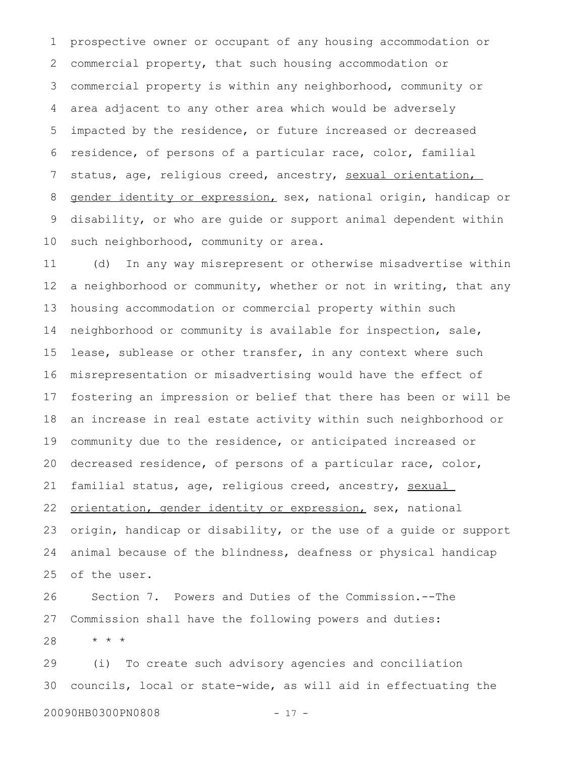prospective owner or occupant of any housing accommodation or commercial property, that such housing accommodation or commercial property is within any neighborhood, community or area adjacent to any other area which would be adversely impacted by the residence, or future increased or decreased residence, of persons of a particular race, color, familial status, age, religious creed, ancestry, <u>sexual orientation, gender identity or expression,</u> sex, national origin, handicap or disability, or who are guide or support animal dependent within such neighborhood, community or area.

(d) In any way misrepresent or otherwise misadvertise within a neighborhood or community, whether or not in writing, that any housing accommodation or commercial property within such neighborhood or community is available for inspection, sale, lease, sublease or other transfer, in any context where such misrepresentation or misadvertising would have the effect of fostering an impression or belief that there has been or will be an increase in real estate activity within such neighborhood or community due to the residence, or anticipated increased or decreased residence, of persons of a particular race, color, familial status, age, religious creed, ancestry, <u>sexual orientation, gender identity or expression,</u> sex, national origin, handicap or disability, or the use of a guide or support animal because of the blindness, deafness or physical handicap of the user.

Section 7. Powers and Duties of the Commission.--The Commission shall have the following powers and duties:

* * *

(i) To create such advisory agencies and conciliation councils, local or state-wide, as will aid in effectuating the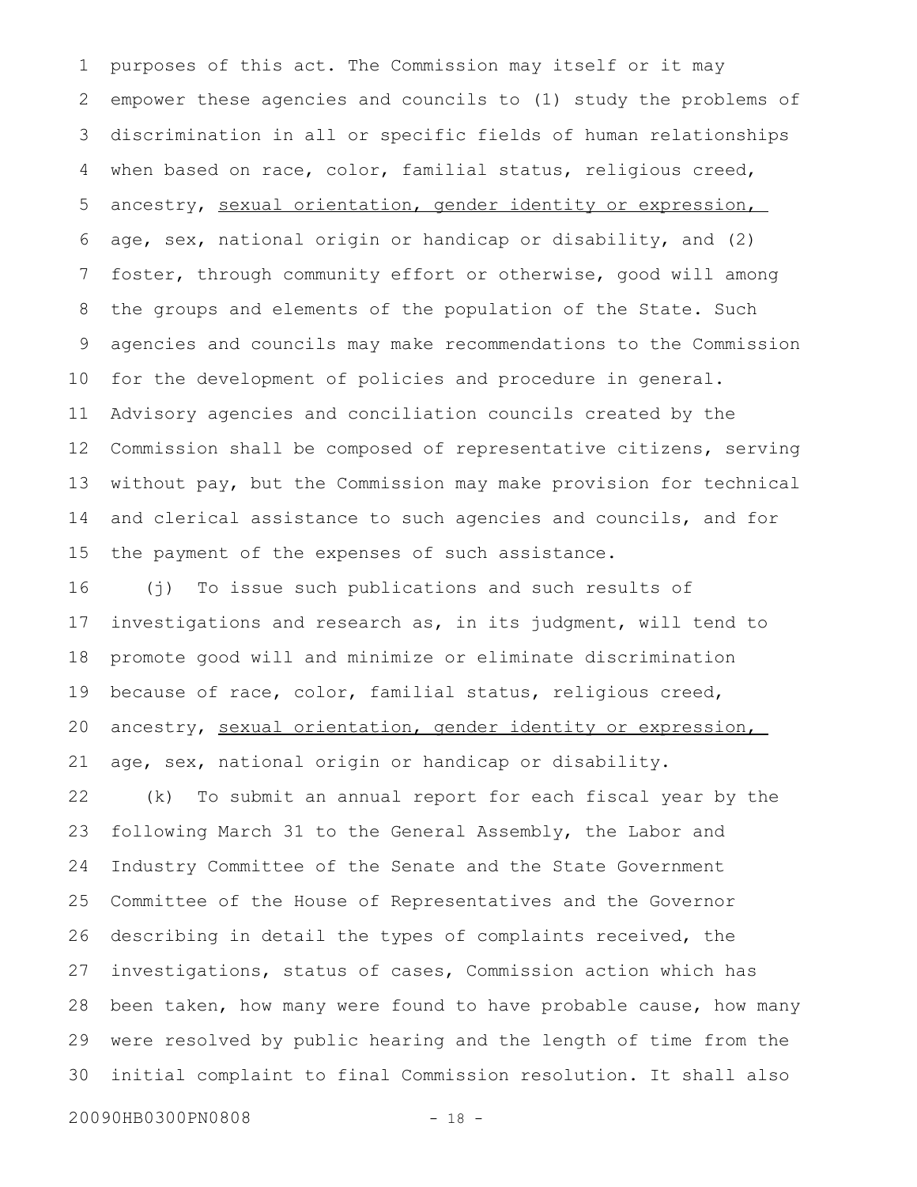purposes of this act. The Commission may itself or it may empower these agencies and councils to (1) study the problems of discrimination in all or specific fields of human relationships when based on race, color, familial status, religious creed, ancestry, <u>sexual orientation, gender identity or expression,</u> age, sex, national origin or handicap or disability, and (2) foster, through community effort or otherwise, good will among the groups and elements of the population of the State. Such agencies and councils may make recommendations to the Commission for the development of policies and procedure in general. Advisory agencies and conciliation councils created by the Commission shall be composed of representative citizens, serving without pay, but the Commission may make provision for technical and clerical assistance to such agencies and councils, and for the payment of the expenses of such assistance.

(j) To issue such publications and such results of investigations and research as, in its judgment, will tend to promote good will and minimize or eliminate discrimination because of race, color, familial status, religious creed, ancestry, <u>sexual orientation, gender identity or expression,</u> age, sex, national origin or handicap or disability.

(k) To submit an annual report for each fiscal year by the following March 31 to the General Assembly, the Labor and Industry Committee of the Senate and the State Government Committee of the House of Representatives and the Governor describing in detail the types of complaints received, the investigations, status of cases, Commission action which has been taken, how many were found to have probable cause, how many were resolved by public hearing and the length of time from the initial complaint to final Commission resolution. It shall also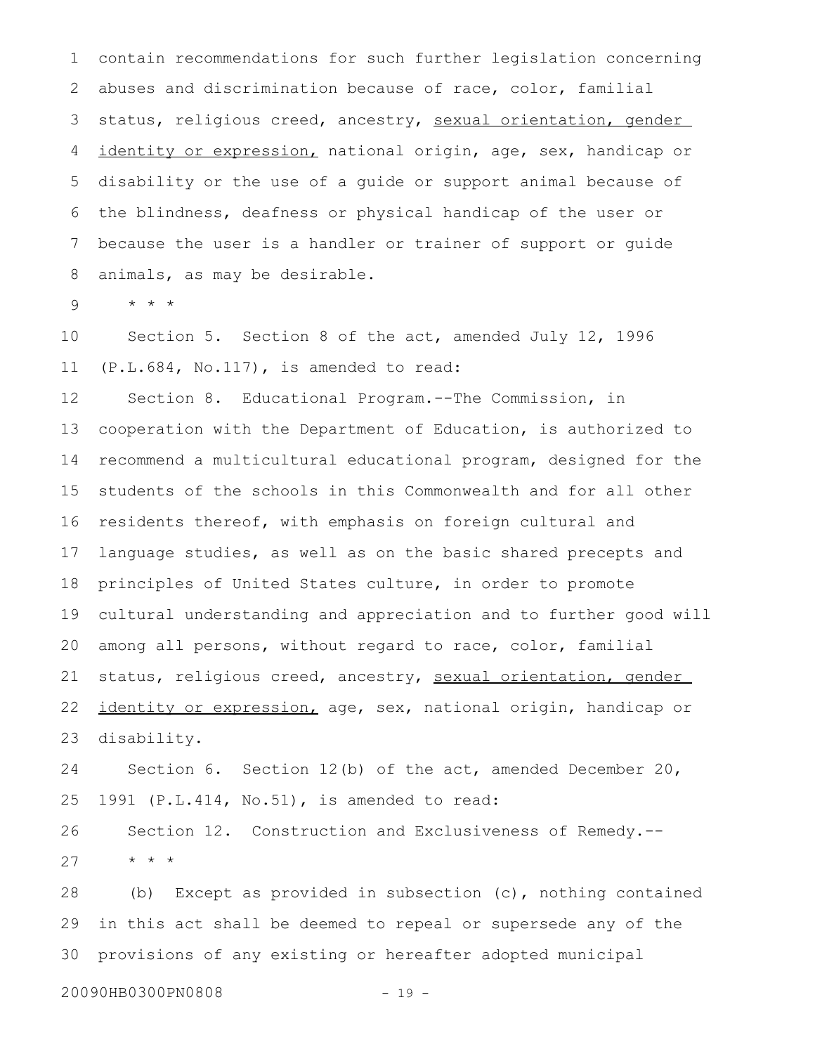contain recommendations for such further legislation concerning abuses and discrimination because of race, color, familial status, religious creed, ancestry, <u>sexual orientation, gender identity or expression,</u> national origin, age, sex, handicap or disability or the use of a guide or support animal because of the blindness, deafness or physical handicap of the user or because the user is a handler or trainer of support or guide animals, as may be desirable.

\* \* \*

Section 5. Section 8 of the act, amended July 12, 1996 (P.L.684, No.117), is amended to read:

Section 8. Educational Program.--The Commission, in cooperation with the Department of Education, is authorized to recommend a multicultural educational program, designed for the students of the schools in this Commonwealth and for all other residents thereof, with emphasis on foreign cultural and language studies, as well as on the basic shared precepts and principles of United States culture, in order to promote cultural understanding and appreciation and to further good will among all persons, without regard to race, color, familial status, religious creed, ancestry, <u>sexual orientation, gender identity or expression,</u> age, sex, national origin, handicap or disability.

Section 6. Section 12(b) of the act, amended December 20, 1991 (P.L.414, No.51), is amended to read:

Section 12. Construction and Exclusiveness of Remedy.--

\* \* \*

(b) Except as provided in subsection (c), nothing contained in this act shall be deemed to repeal or supersede any of the provisions of any existing or hereafter adopted municipal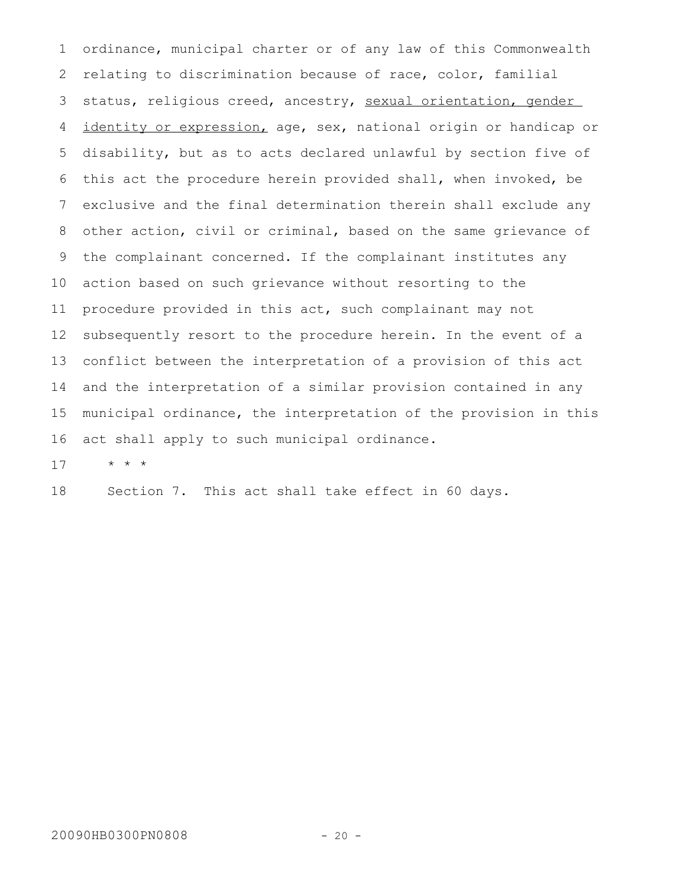ordinance, municipal charter or of any law of this Commonwealth relating to discrimination because of race, color, familial status, religious creed, ancestry, <u>sexual orientation, gender identity or expression,</u> age, sex, national origin or handicap or disability, but as to acts declared unlawful by section five of this act the procedure herein provided shall, when invoked, be exclusive and the final determination therein shall exclude any other action, civil or criminal, based on the same grievance of the complainant concerned. If the complainant institutes any action based on such grievance without resorting to the procedure provided in this act, such complainant may not subsequently resort to the procedure herein. In the event of a conflict between the interpretation of a provision of this act and the interpretation of a similar provision contained in any municipal ordinance, the interpretation of the provision in this act shall apply to such municipal ordinance.

\* \* \*

Section 7. This act shall take effect in 60 days.